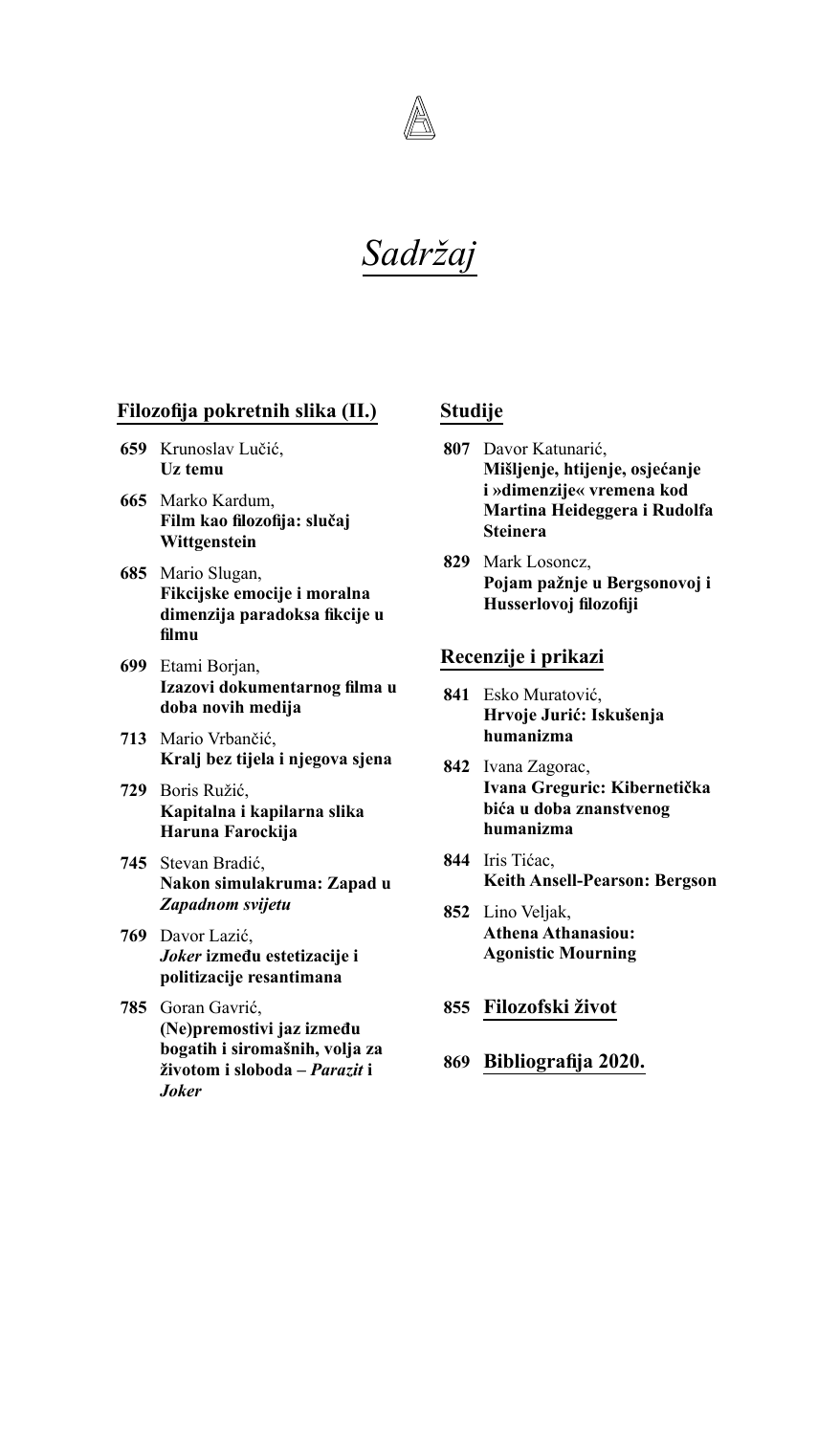# *Sadržaj*

## Filozofija pokretnih slika (II.)

**659** Krunoslav Lučić,
**Uz temu**

**665** Marko Kardum,
**Film kao filozofija: slučaj Wittgenstein**

**685** Mario Slugan,
**Fikcijske emocije i moralna dimenzija paradoksa fikcije u filmu**

**699** Etami Borjan,
**Izazovi dokumentarnog filma u doba novih medija**

**713** Mario Vrbančić,
**Kralj bez tijela i njegova sjena**

**729** Boris Ružić,
**Kapitalna i kapilarna slika Haruna Farockija**

**745** Stevan Bradić,
**Nakon simulakruma: Zapad u *Zapadnom svijetu***

**769** Davor Lazić,
***Joker* između estetizacije i politizacije resantimana**

**785** Goran Gavrić,
**(Ne)premostivi jaz između bogatih i siromašnih, volja za životom i sloboda – *Parazit* i *Joker***

## Studije

**807** Davor Katunarić,
**Mišljenje, htijenje, osjećanje i »dimenzije« vremena kod Martina Heideggera i Rudolfa Steinera**

**829** Mark Losoncz,
**Pojam pažnje u Bergsonovoj i Husserlovoj filozofiji**

## Recenzije i prikazi

**841** Esko Muratović,
**Hrvoje Jurić: Iskušenja humanizma**

**842** Ivana Zagorac,
**Ivana Greguric: Kibernetička bića u doba znanstvenog humanizma**

**844** Iris Tićac,
**Keith Ansell-Pearson: Bergson**

**852** Lino Veljak,
**Athena Athanasiou: Agonistic Mourning**

## 855 Filozofski život

## 869 Bibliografija 2020.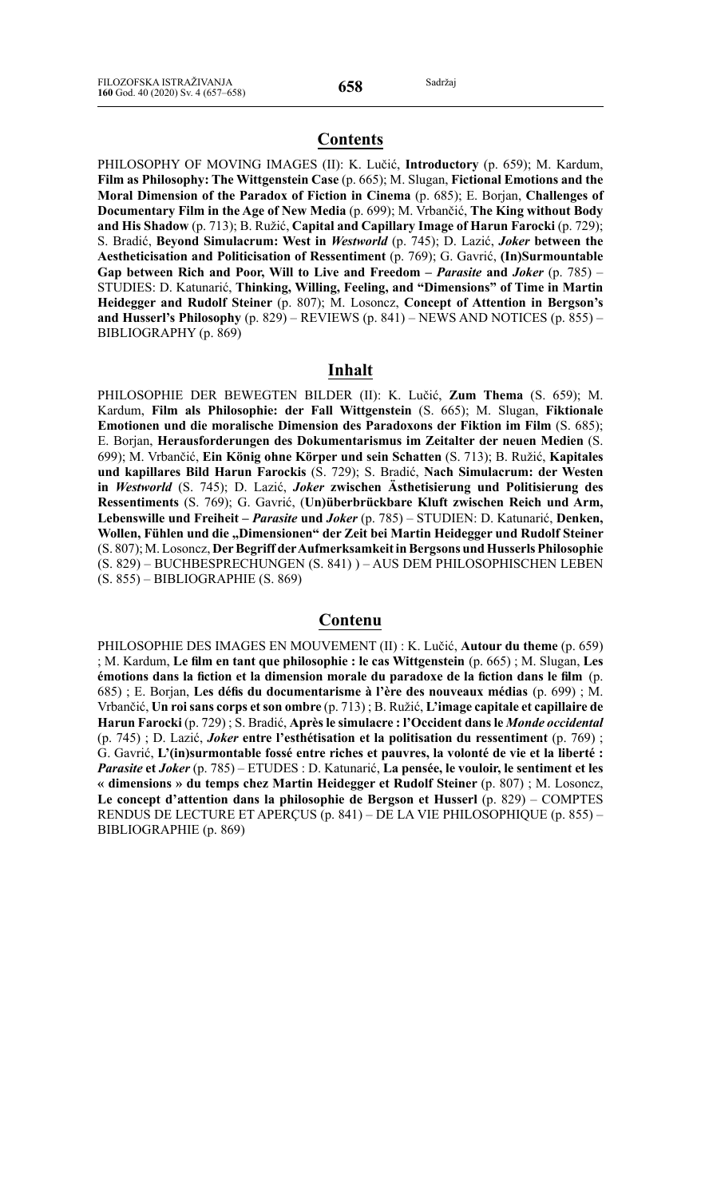## Contents

PHILOSOPHY OF MOVING IMAGES (II): K. Lučić, **Introductory** (p. 659); M. Kardum, **Film as Philosophy: The Wittgenstein Case** (p. 665); M. Slugan, **Fictional Emotions and the Moral Dimension of the Paradox of Fiction in Cinema** (p. 685); E. Borjan, **Challenges of Documentary Film in the Age of New Media** (p. 699); M. Vrbančić, **The King without Body and His Shadow** (p. 713); B. Ružić, **Capital and Capillary Image of Harun Farocki** (p. 729); S. Bradić, **Beyond Simulacrum: West in *Westworld*** (p. 745); D. Lazić, ***Joker* between the Aestheticisation and Politicisation of Ressentiment** (p. 769); G. Gavrić, **(In)Surmountable Gap between Rich and Poor, Will to Live and Freedom – *Parasite* and *Joker*** (p. 785) – STUDIES: D. Katunarić, **Thinking, Willing, Feeling, and "Dimensions" of Time in Martin Heidegger and Rudolf Steiner** (p. 807); M. Losoncz, **Concept of Attention in Bergson's and Husserl's Philosophy** (p. 829) – REVIEWS (p. 841) – NEWS AND NOTICES (p. 855) – BIBLIOGRAPHY (p. 869)

## Inhalt

PHILOSOPHIE DER BEWEGTEN BILDER (II): K. Lučić, **Zum Thema** (S. 659); M. Kardum, **Film als Philosophie: der Fall Wittgenstein** (S. 665); M. Slugan, **Fiktionale Emotionen und die moralische Dimension des Paradoxons der Fiktion im Film** (S. 685); E. Borjan, **Herausforderungen des Dokumentarismus im Zeitalter der neuen Medien** (S. 699); M. Vrbančić, **Ein König ohne Körper und sein Schatten** (S. 713); B. Ružić, **Kapitales und kapillares Bild Harun Farockis** (S. 729); S. Bradić, **Nach Simulacrum: der Westen in *Westworld*** (S. 745); D. Lazić, ***Joker* zwischen Ästhetisierung und Politisierung des Ressentiments** (S. 769); G. Gavrić, **(Un)überbrückbare Kluft zwischen Reich und Arm, Lebenswille und Freiheit – *Parasite* und *Joker*** (S. 785) – STUDIEN: D. Katunarić, **Denken, Wollen, Fühlen und die „Dimensionen" der Zeit bei Martin Heidegger und Rudolf Steiner** (S. 807); M. Losoncz, **Der Begriff der Aufmerksamkeit in Bergsons und Husserls Philosophie** (S. 829) – BUCHBESPRECHUNGEN (S. 841) ) – AUS DEM PHILOSOPHISCHEN LEBEN (S. 855) – BIBLIOGRAPHIE (S. 869)

## Contenu

PHILOSOPHIE DES IMAGES EN MOUVEMENT (II) : K. Lučić, **Autour du theme** (p. 659) ; M. Kardum, **Le film en tant que philosophie : le cas Wittgenstein** (p. 665) ; M. Slugan, **Les émotions dans la fiction et la dimension morale du paradoxe de la fiction dans le film** (p. 685) ; E. Borjan, **Les défis du documentarisme à l'ère des nouveaux médias** (p. 699) ; M. Vrbančić, **Un roi sans corps et son ombre** (p. 713) ; B. Ružić, **L'image capitale et capillaire de Harun Farocki** (p. 729) ; S. Bradić, **Après le simulacre : l'Occident dans le *Monde occidental*** (p. 745) ; D. Lazić, ***Joker* entre l'esthétisation et la politisation du ressentiment** (p. 769) ; G. Gavrić, **L'(in)surmontable fossé entre riches et pauvres, la volonté de vie et la liberté : *Parasite* et *Joker*** (p. 785) – ETUDES : D. Katunarić, **La pensée, le vouloir, le sentiment et les « dimensions » du temps chez Martin Heidegger et Rudolf Steiner** (p. 807) ; M. Losoncz, **Le concept d'attention dans la philosophie de Bergson et Husserl** (p. 829) – COMPTES RENDUS DE LECTURE ET APERÇUS (p. 841) – DE LA VIE PHILOSOPHIQUE (p. 855) – BIBLIOGRAPHIE (p. 869)